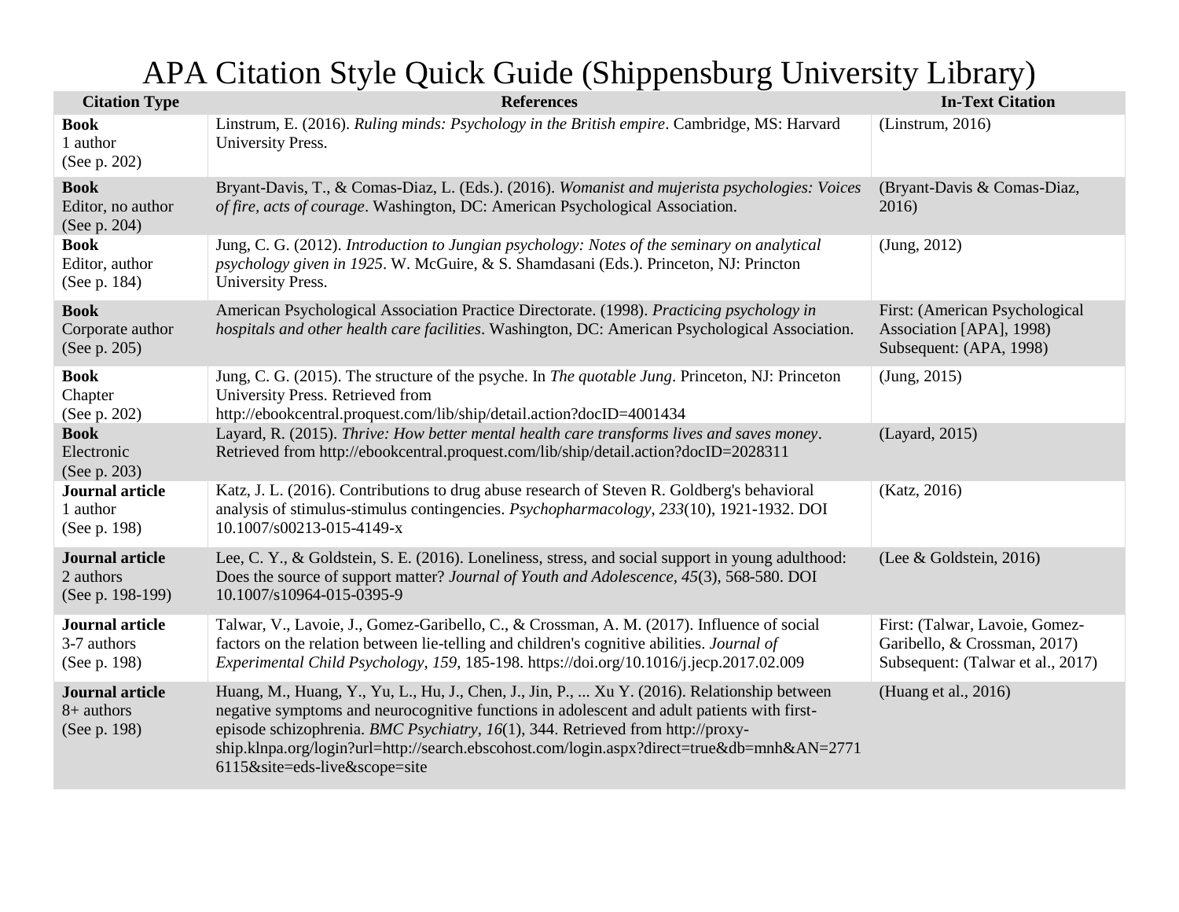# APA Citation Style Quick Guide (Shippensburg University Library)

| Citation Type | References | In-Text Citation |
| --- | --- | --- |
| **Book**<br>1 author<br>(See p. 202) | Linstrum, E. (2016). *Ruling minds: Psychology in the British empire*. Cambridge, MS: Harvard University Press. | (Linstrum, 2016) |
| **Book**<br>Editor, no author<br>(See p. 204) | Bryant-Davis, T., & Comas-Diaz, L. (Eds.). (2016). *Womanist and mujerista psychologies: Voices of fire, acts of courage*. Washington, DC: American Psychological Association. | (Bryant-Davis & Comas-Diaz, 2016) |
| **Book**<br>Editor, author<br>(See p. 184) | Jung, C. G. (2012). *Introduction to Jungian psychology: Notes of the seminary on analytical psychology given in 1925*. W. McGuire, & S. Shamdasani (Eds.). Princeton, NJ: Princton University Press. | (Jung, 2012) |
| **Book**<br>Corporate author<br>(See p. 205) | American Psychological Association Practice Directorate. (1998). *Practicing psychology in hospitals and other health care facilities*. Washington, DC: American Psychological Association. | First: (American Psychological Association [APA], 1998)<br>Subsequent: (APA, 1998) |
| **Book**<br>Chapter<br>(See p. 202) | Jung, C. G. (2015). The structure of the psyche. In *The quotable Jung*. Princeton, NJ: Princeton University Press. Retrieved from http://ebookcentral.proquest.com/lib/ship/detail.action?docID=4001434 | (Jung, 2015) |
| **Book**<br>Electronic<br>(See p. 203) | Layard, R. (2015). *Thrive: How better mental health care transforms lives and saves money*. Retrieved from http://ebookcentral.proquest.com/lib/ship/detail.action?docID=2028311 | (Layard, 2015) |
| **Journal article**<br>1 author<br>(See p. 198) | Katz, J. L. (2016). Contributions to drug abuse research of Steven R. Goldberg's behavioral analysis of stimulus-stimulus contingencies. *Psychopharmacology*, *233*(10), 1921-1932. DOI 10.1007/s00213-015-4149-x | (Katz, 2016) |
| **Journal article**<br>2 authors<br>(See p. 198-199) | Lee, C. Y., & Goldstein, S. E. (2016). Loneliness, stress, and social support in young adulthood: Does the source of support matter? *Journal of Youth and Adolescence*, *45*(3), 568-580. DOI 10.1007/s10964-015-0395-9 | (Lee & Goldstein, 2016) |
| **Journal article**<br>3-7 authors<br>(See p. 198) | Talwar, V., Lavoie, J., Gomez-Garibello, C., & Crossman, A. M. (2017). Influence of social factors on the relation between lie-telling and children's cognitive abilities. *Journal of Experimental Child Psychology*, *159*, 185-198. https://doi.org/10.1016/j.jecp.2017.02.009 | First: (Talwar, Lavoie, Gomez-Garibello, & Crossman, 2017)<br>Subsequent: (Talwar et al., 2017) |
| **Journal article**<br>8+ authors<br>(See p. 198) | Huang, M., Huang, Y., Yu, L., Hu, J., Chen, J., Jin, P., ... Xu Y. (2016). Relationship between negative symptoms and neurocognitive functions in adolescent and adult patients with first-episode schizophrenia. *BMC Psychiatry*, *16*(1), 344. Retrieved from http://proxy-ship.klnpa.org/login?url=http://search.ebscohost.com/login.aspx?direct=true&db=mnh&AN=27716115&site=eds-live&scope=site | (Huang et al., 2016) |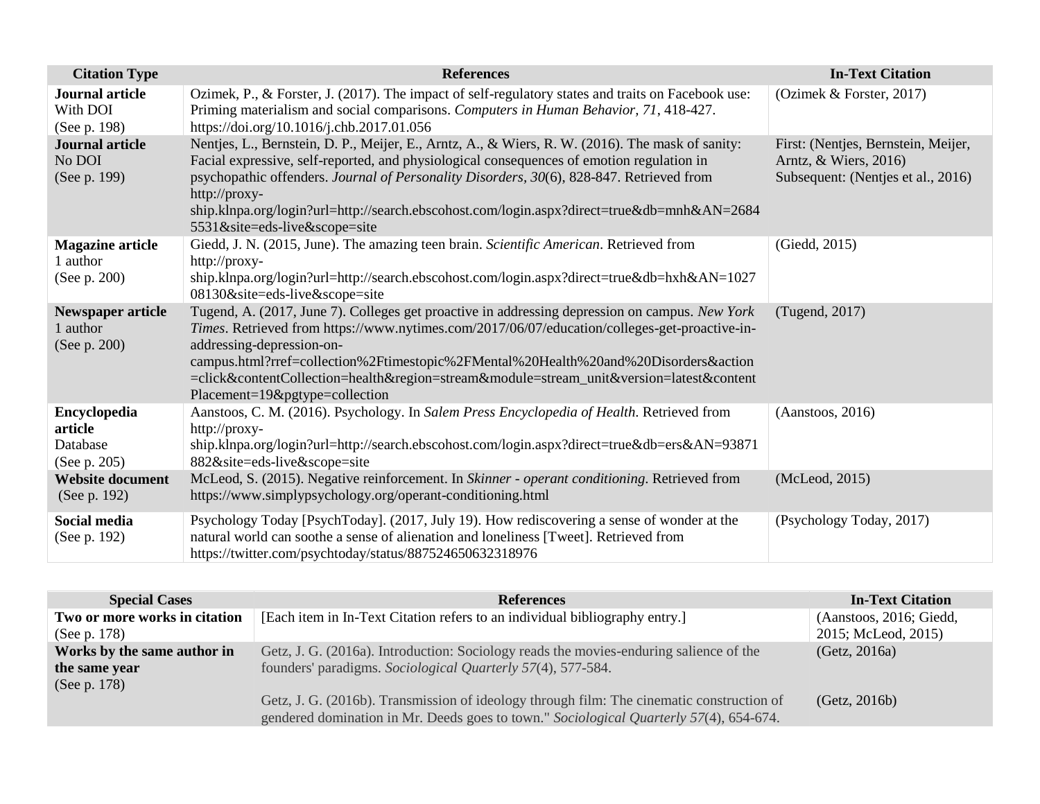| Citation Type | References | In-Text Citation |
|---|---|---|
| **Journal article** With DOI (See p. 198) | Ozimek, P., & Forster, J. (2017). The impact of self-regulatory states and traits on Facebook use: Priming materialism and social comparisons. *Computers in Human Behavior, 71*, 418-427. https://doi.org/10.1016/j.chb.2017.01.056 | (Ozimek & Forster, 2017) |
| **Journal article** No DOI (See p. 199) | Nentjes, L., Bernstein, D. P., Meijer, E., Arntz, A., & Wiers, R. W. (2016). The mask of sanity: Facial expressive, self-reported, and physiological consequences of emotion regulation in psychopathic offenders. *Journal of Personality Disorders*, *30*(6), 828-847. Retrieved from http://proxy-ship.klnpa.org/login?url=http://search.ebscohost.com/login.aspx?direct=true&db=mnh&AN=26845531&site=eds-live&scope=site | First: (Nentjes, Bernstein, Meijer, Arntz, & Wiers, 2016) Subsequent: (Nentjes et al., 2016) |
| **Magazine article** 1 author (See p. 200) | Giedd, J. N. (2015, June). The amazing teen brain. *Scientific American*. Retrieved from http://proxy-ship.klnpa.org/login?url=http://search.ebscohost.com/login.aspx?direct=true&db=hxh&AN=102708130&site=eds-live&scope=site | (Giedd, 2015) |
| **Newspaper article** 1 author (See p. 200) | Tugend, A. (2017, June 7). Colleges get proactive in addressing depression on campus. *New York Times*. Retrieved from https://www.nytimes.com/2017/06/07/education/colleges-get-proactive-in-addressing-depression-on-campus.html?rref=collection%2Ftimestopic%2FMental%20Health%20and%20Disorders&action=click&contentCollection=health&region=stream&module=stream_unit&version=latest&contentPlacement=19&pgtype=collection | (Tugend, 2017) |
| **Encyclopedia article** Database (See p. 205) | Aanstoos, C. M. (2016). Psychology. In *Salem Press Encyclopedia of Health*. Retrieved from http://proxy-ship.klnpa.org/login?url=http://search.ebscohost.com/login.aspx?direct=true&db=ers&AN=93871882&site=eds-live&scope=site | (Aanstoos, 2016) |
| **Website document** (See p. 192) | McLeod, S. (2015). Negative reinforcement. In *Skinner - operant conditioning*. Retrieved from https://www.simplypsychology.org/operant-conditioning.html | (McLeod, 2015) |
| **Social media** (See p. 192) | Psychology Today [PsychToday]. (2017, July 19). How rediscovering a sense of wonder at the natural world can soothe a sense of alienation and loneliness [Tweet]. Retrieved from https://twitter.com/psychtoday/status/887524650632318976 | (Psychology Today, 2017) |

| Special Cases | References | In-Text Citation |
|---|---|---|
| **Two or more works in citation** (See p. 178) | [Each item in In-Text Citation refers to an individual bibliography entry.] | (Aanstoos, 2016; Giedd, 2015; McLeod, 2015) |
| **Works by the same author in the same year** (See p. 178) | Getz, J. G. (2016a). Introduction: Sociology reads the movies-enduring salience of the founders' paradigms. *Sociological Quarterly 57*(4), 577-584. | (Getz, 2016a) |
| | Getz, J. G. (2016b). Transmission of ideology through film: The cinematic construction of gendered domination in Mr. Deeds goes to town." *Sociological Quarterly 57*(4), 654-674. | (Getz, 2016b) |